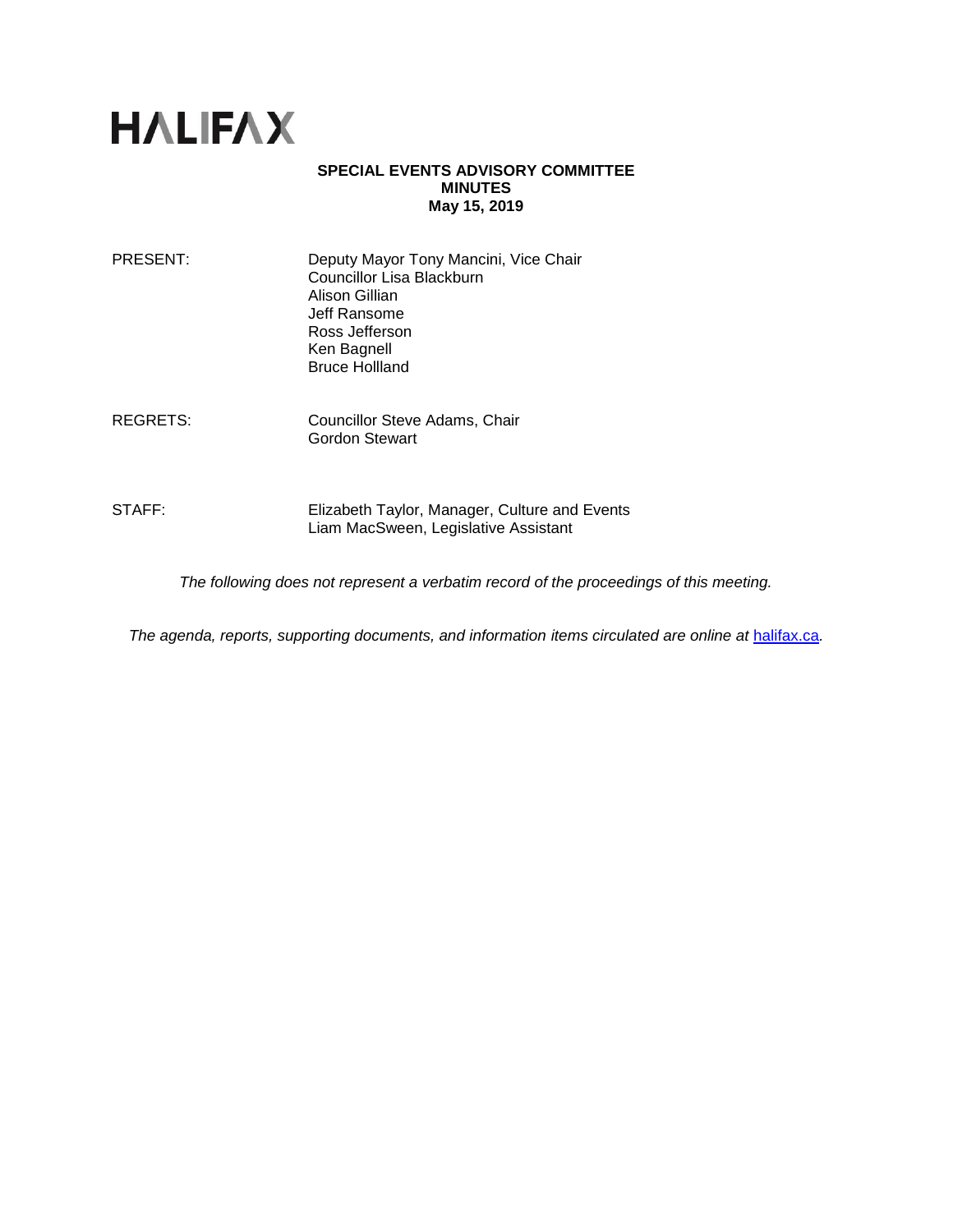# HALIFAX

**SPECIAL EVENTS ADVISORY COMMITTEE**
**MINUTES**
**May 15, 2019**

| | |
|---|---|
| PRESENT: | Deputy Mayor Tony Mancini, Vice Chair<br>Councillor Lisa Blackburn<br>Alison Gillian<br>Jeff Ransome<br>Ross Jefferson<br>Ken Bagnell<br>Bruce Hollland |
| REGRETS: | Councillor Steve Adams, Chair<br>Gordon Stewart |
| STAFF: | Elizabeth Taylor, Manager, Culture and Events<br>Liam MacSween, Legislative Assistant |

*The following does not represent a verbatim record of the proceedings of this meeting.*

*The agenda, reports, supporting documents, and information items circulated are online at* [halifax.ca](halifax.ca)*.*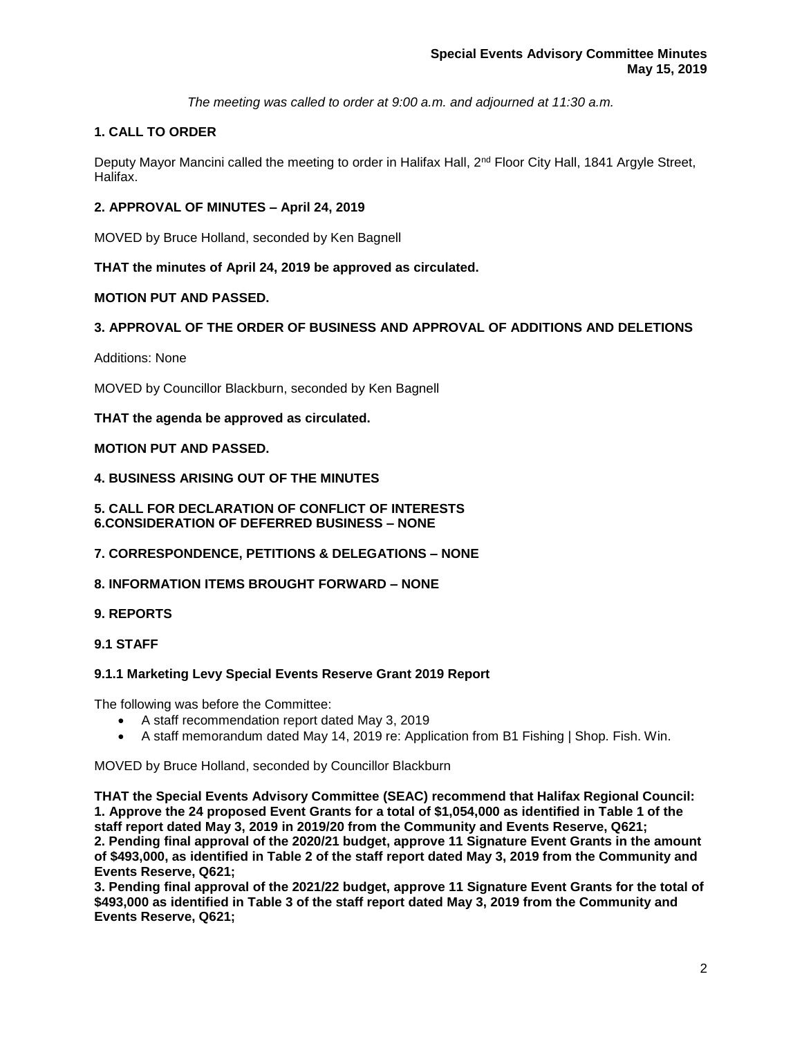*The meeting was called to order at 9:00 a.m. and adjourned at 11:30 a.m.*

## 1. CALL TO ORDER

Deputy Mayor Mancini called the meeting to order in Halifax Hall, 2nd Floor City Hall, 1841 Argyle Street, Halifax.

## 2. APPROVAL OF MINUTES – April 24, 2019

MOVED by Bruce Holland, seconded by Ken Bagnell

**THAT the minutes of April 24, 2019 be approved as circulated.**

**MOTION PUT AND PASSED.**

## 3. APPROVAL OF THE ORDER OF BUSINESS AND APPROVAL OF ADDITIONS AND DELETIONS

Additions: None

MOVED by Councillor Blackburn, seconded by Ken Bagnell

**THAT the agenda be approved as circulated.**

**MOTION PUT AND PASSED.**

## 4. BUSINESS ARISING OUT OF THE MINUTES

## 5. CALL FOR DECLARATION OF CONFLICT OF INTERESTS

## 6.CONSIDERATION OF DEFERRED BUSINESS – NONE

## 7. CORRESPONDENCE, PETITIONS & DELEGATIONS – NONE

## 8. INFORMATION ITEMS BROUGHT FORWARD – NONE

## 9. REPORTS

### 9.1 STAFF

#### 9.1.1 Marketing Levy Special Events Reserve Grant 2019 Report

The following was before the Committee:

- A staff recommendation report dated May 3, 2019
- A staff memorandum dated May 14, 2019 re: Application from B1 Fishing | Shop. Fish. Win.

MOVED by Bruce Holland, seconded by Councillor Blackburn

**THAT the Special Events Advisory Committee (SEAC) recommend that Halifax Regional Council:**
**1. Approve the 24 proposed Event Grants for a total of $1,054,000 as identified in Table 1 of the staff report dated May 3, 2019 in 2019/20 from the Community and Events Reserve, Q621;**
**2. Pending final approval of the 2020/21 budget, approve 11 Signature Event Grants in the amount of $493,000, as identified in Table 2 of the staff report dated May 3, 2019 from the Community and Events Reserve, Q621;**
**3. Pending final approval of the 2021/22 budget, approve 11 Signature Event Grants for the total of $493,000 as identified in Table 3 of the staff report dated May 3, 2019 from the Community and Events Reserve, Q621;**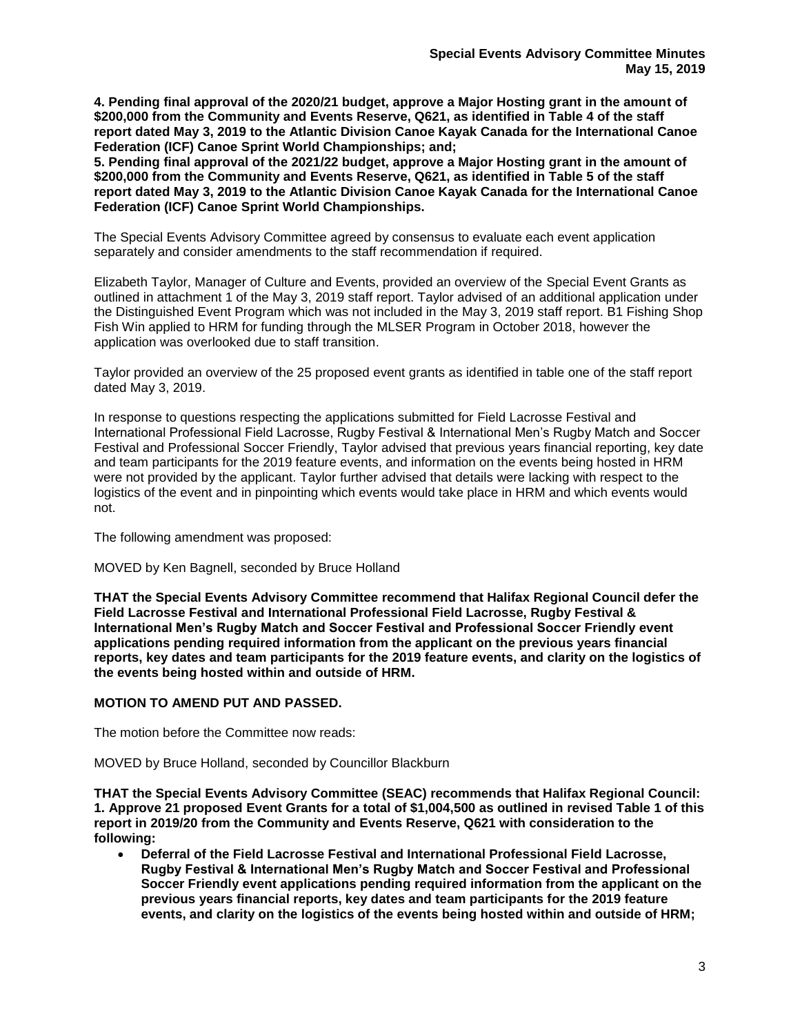**4. Pending final approval of the 2020/21 budget, approve a Major Hosting grant in the amount of $200,000 from the Community and Events Reserve, Q621, as identified in Table 4 of the staff report dated May 3, 2019 to the Atlantic Division Canoe Kayak Canada for the International Canoe Federation (ICF) Canoe Sprint World Championships; and;**
**5. Pending final approval of the 2021/22 budget, approve a Major Hosting grant in the amount of $200,000 from the Community and Events Reserve, Q621, as identified in Table 5 of the staff report dated May 3, 2019 to the Atlantic Division Canoe Kayak Canada for the International Canoe Federation (ICF) Canoe Sprint World Championships.**

The Special Events Advisory Committee agreed by consensus to evaluate each event application separately and consider amendments to the staff recommendation if required.

Elizabeth Taylor, Manager of Culture and Events, provided an overview of the Special Event Grants as outlined in attachment 1 of the May 3, 2019 staff report. Taylor advised of an additional application under the Distinguished Event Program which was not included in the May 3, 2019 staff report. B1 Fishing Shop Fish Win applied to HRM for funding through the MLSER Program in October 2018, however the application was overlooked due to staff transition.

Taylor provided an overview of the 25 proposed event grants as identified in table one of the staff report dated May 3, 2019.

In response to questions respecting the applications submitted for Field Lacrosse Festival and International Professional Field Lacrosse, Rugby Festival & International Men's Rugby Match and Soccer Festival and Professional Soccer Friendly, Taylor advised that previous years financial reporting, key date and team participants for the 2019 feature events, and information on the events being hosted in HRM were not provided by the applicant. Taylor further advised that details were lacking with respect to the logistics of the event and in pinpointing which events would take place in HRM and which events would not.

The following amendment was proposed:

MOVED by Ken Bagnell, seconded by Bruce Holland

**THAT the Special Events Advisory Committee recommend that Halifax Regional Council defer the Field Lacrosse Festival and International Professional Field Lacrosse, Rugby Festival & International Men's Rugby Match and Soccer Festival and Professional Soccer Friendly event applications pending required information from the applicant on the previous years financial reports, key dates and team participants for the 2019 feature events, and clarity on the logistics of the events being hosted within and outside of HRM.**

**MOTION TO AMEND PUT AND PASSED.**

The motion before the Committee now reads:

MOVED by Bruce Holland, seconded by Councillor Blackburn

**THAT the Special Events Advisory Committee (SEAC) recommends that Halifax Regional Council:**
**1. Approve 21 proposed Event Grants for a total of $1,004,500 as outlined in revised Table 1 of this report in 2019/20 from the Community and Events Reserve, Q621 with consideration to the following:**

- **Deferral of the Field Lacrosse Festival and International Professional Field Lacrosse, Rugby Festival & International Men's Rugby Match and Soccer Festival and Professional Soccer Friendly event applications pending required information from the applicant on the previous years financial reports, key dates and team participants for the 2019 feature events, and clarity on the logistics of the events being hosted within and outside of HRM;**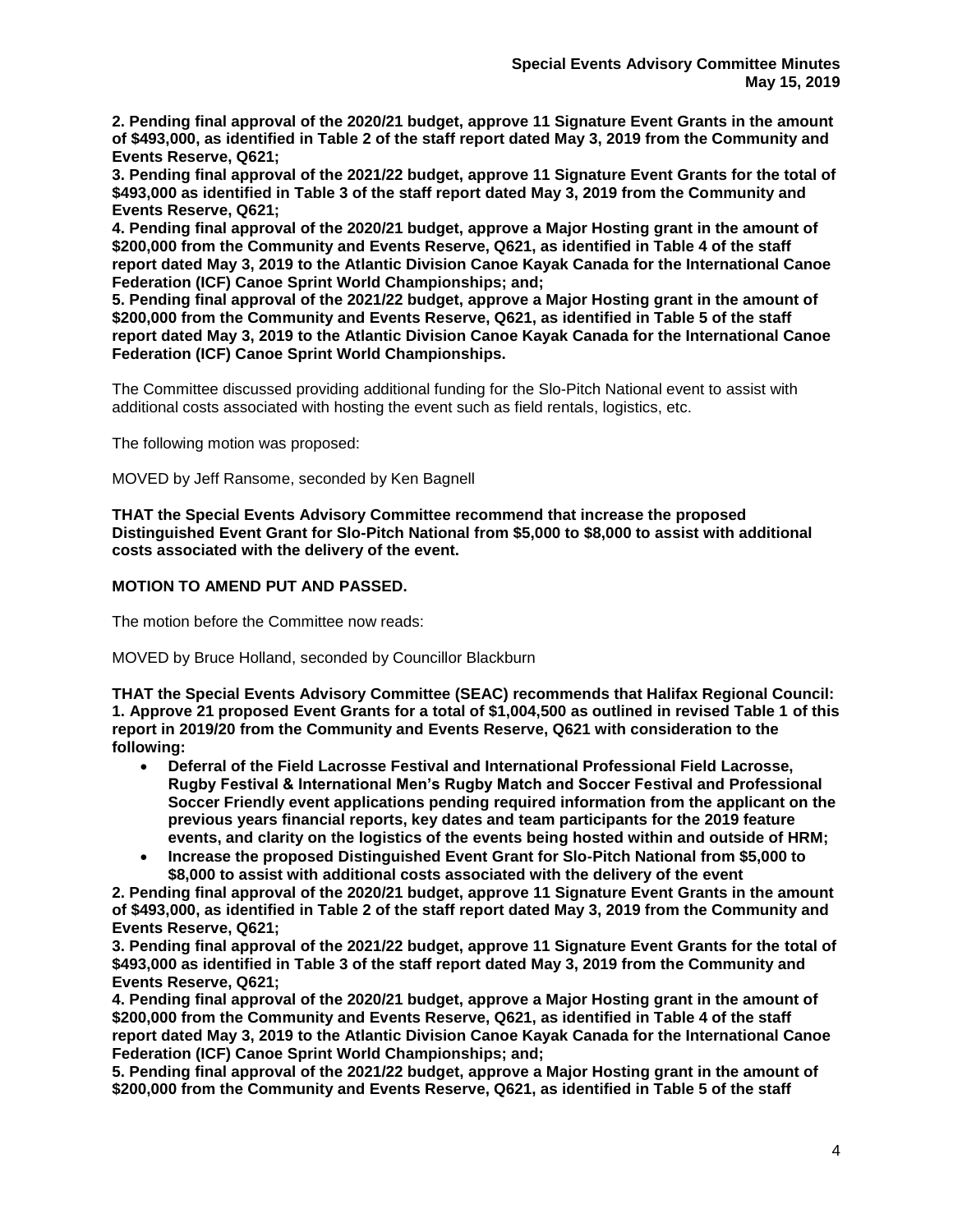**2. Pending final approval of the 2020/21 budget, approve 11 Signature Event Grants in the amount of $493,000, as identified in Table 2 of the staff report dated May 3, 2019 from the Community and Events Reserve, Q621;**
**3. Pending final approval of the 2021/22 budget, approve 11 Signature Event Grants for the total of $493,000 as identified in Table 3 of the staff report dated May 3, 2019 from the Community and Events Reserve, Q621;**
**4. Pending final approval of the 2020/21 budget, approve a Major Hosting grant in the amount of $200,000 from the Community and Events Reserve, Q621, as identified in Table 4 of the staff report dated May 3, 2019 to the Atlantic Division Canoe Kayak Canada for the International Canoe Federation (ICF) Canoe Sprint World Championships; and;**
**5. Pending final approval of the 2021/22 budget, approve a Major Hosting grant in the amount of $200,000 from the Community and Events Reserve, Q621, as identified in Table 5 of the staff report dated May 3, 2019 to the Atlantic Division Canoe Kayak Canada for the International Canoe Federation (ICF) Canoe Sprint World Championships.**

The Committee discussed providing additional funding for the Slo-Pitch National event to assist with additional costs associated with hosting the event such as field rentals, logistics, etc.

The following motion was proposed:

MOVED by Jeff Ransome, seconded by Ken Bagnell

**THAT the Special Events Advisory Committee recommend that increase the proposed Distinguished Event Grant for Slo-Pitch National from $5,000 to $8,000 to assist with additional costs associated with the delivery of the event.**

**MOTION TO AMEND PUT AND PASSED.**

The motion before the Committee now reads:

MOVED by Bruce Holland, seconded by Councillor Blackburn

**THAT the Special Events Advisory Committee (SEAC) recommends that Halifax Regional Council:**
**1. Approve 21 proposed Event Grants for a total of $1,004,500 as outlined in revised Table 1 of this report in 2019/20 from the Community and Events Reserve, Q621 with consideration to the following:**

- **Deferral of the Field Lacrosse Festival and International Professional Field Lacrosse, Rugby Festival & International Men's Rugby Match and Soccer Festival and Professional Soccer Friendly event applications pending required information from the applicant on the previous years financial reports, key dates and team participants for the 2019 feature events, and clarity on the logistics of the events being hosted within and outside of HRM;**
- **Increase the proposed Distinguished Event Grant for Slo-Pitch National from $5,000 to $8,000 to assist with additional costs associated with the delivery of the event**

**2. Pending final approval of the 2020/21 budget, approve 11 Signature Event Grants in the amount of $493,000, as identified in Table 2 of the staff report dated May 3, 2019 from the Community and Events Reserve, Q621;**
**3. Pending final approval of the 2021/22 budget, approve 11 Signature Event Grants for the total of $493,000 as identified in Table 3 of the staff report dated May 3, 2019 from the Community and Events Reserve, Q621;**
**4. Pending final approval of the 2020/21 budget, approve a Major Hosting grant in the amount of $200,000 from the Community and Events Reserve, Q621, as identified in Table 4 of the staff report dated May 3, 2019 to the Atlantic Division Canoe Kayak Canada for the International Canoe Federation (ICF) Canoe Sprint World Championships; and;**
**5. Pending final approval of the 2021/22 budget, approve a Major Hosting grant in the amount of $200,000 from the Community and Events Reserve, Q621, as identified in Table 5 of the staff**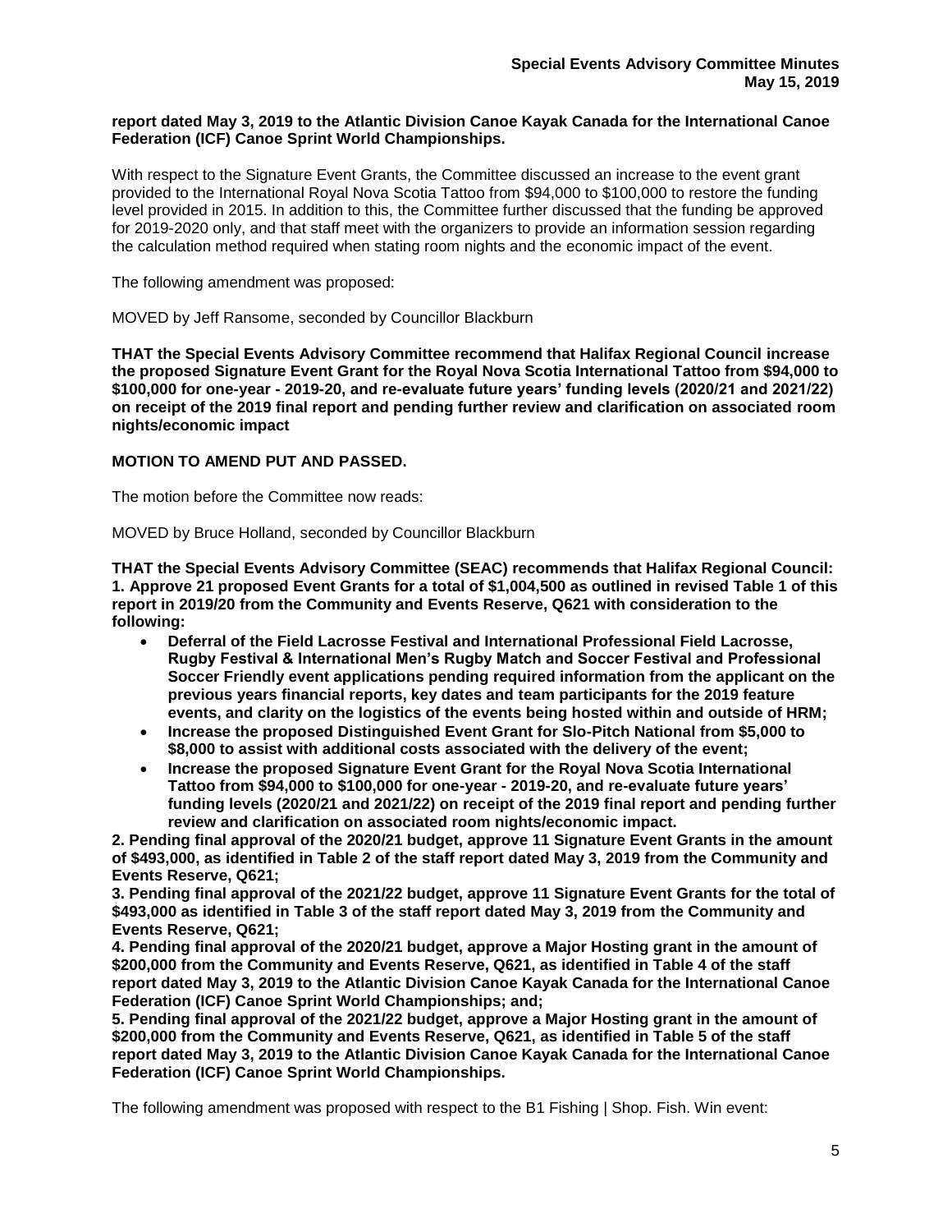**report dated May 3, 2019 to the Atlantic Division Canoe Kayak Canada for the International Canoe Federation (ICF) Canoe Sprint World Championships.**

With respect to the Signature Event Grants, the Committee discussed an increase to the event grant provided to the International Royal Nova Scotia Tattoo from $94,000 to $100,000 to restore the funding level provided in 2015. In addition to this, the Committee further discussed that the funding be approved for 2019-2020 only, and that staff meet with the organizers to provide an information session regarding the calculation method required when stating room nights and the economic impact of the event.

The following amendment was proposed:

MOVED by Jeff Ransome, seconded by Councillor Blackburn

**THAT the Special Events Advisory Committee recommend that Halifax Regional Council increase the proposed Signature Event Grant for the Royal Nova Scotia International Tattoo from $94,000 to $100,000 for one-year - 2019-20, and re-evaluate future years' funding levels (2020/21 and 2021/22) on receipt of the 2019 final report and pending further review and clarification on associated room nights/economic impact**

**MOTION TO AMEND PUT AND PASSED.**

The motion before the Committee now reads:

MOVED by Bruce Holland, seconded by Councillor Blackburn

**THAT the Special Events Advisory Committee (SEAC) recommends that Halifax Regional Council:**
**1. Approve 21 proposed Event Grants for a total of $1,004,500 as outlined in revised Table 1 of this report in 2019/20 from the Community and Events Reserve, Q621 with consideration to the following:**

- **Deferral of the Field Lacrosse Festival and International Professional Field Lacrosse, Rugby Festival & International Men's Rugby Match and Soccer Festival and Professional Soccer Friendly event applications pending required information from the applicant on the previous years financial reports, key dates and team participants for the 2019 feature events, and clarity on the logistics of the events being hosted within and outside of HRM;**
- **Increase the proposed Distinguished Event Grant for Slo-Pitch National from $5,000 to $8,000 to assist with additional costs associated with the delivery of the event;**
- **Increase the proposed Signature Event Grant for the Royal Nova Scotia International Tattoo from $94,000 to $100,000 for one-year - 2019-20, and re-evaluate future years' funding levels (2020/21 and 2021/22) on receipt of the 2019 final report and pending further review and clarification on associated room nights/economic impact.**

**2. Pending final approval of the 2020/21 budget, approve 11 Signature Event Grants in the amount of $493,000, as identified in Table 2 of the staff report dated May 3, 2019 from the Community and Events Reserve, Q621;**
**3. Pending final approval of the 2021/22 budget, approve 11 Signature Event Grants for the total of $493,000 as identified in Table 3 of the staff report dated May 3, 2019 from the Community and Events Reserve, Q621;**
**4. Pending final approval of the 2020/21 budget, approve a Major Hosting grant in the amount of $200,000 from the Community and Events Reserve, Q621, as identified in Table 4 of the staff report dated May 3, 2019 to the Atlantic Division Canoe Kayak Canada for the International Canoe Federation (ICF) Canoe Sprint World Championships; and;**
**5. Pending final approval of the 2021/22 budget, approve a Major Hosting grant in the amount of $200,000 from the Community and Events Reserve, Q621, as identified in Table 5 of the staff report dated May 3, 2019 to the Atlantic Division Canoe Kayak Canada for the International Canoe Federation (ICF) Canoe Sprint World Championships.**

The following amendment was proposed with respect to the B1 Fishing | Shop. Fish. Win event: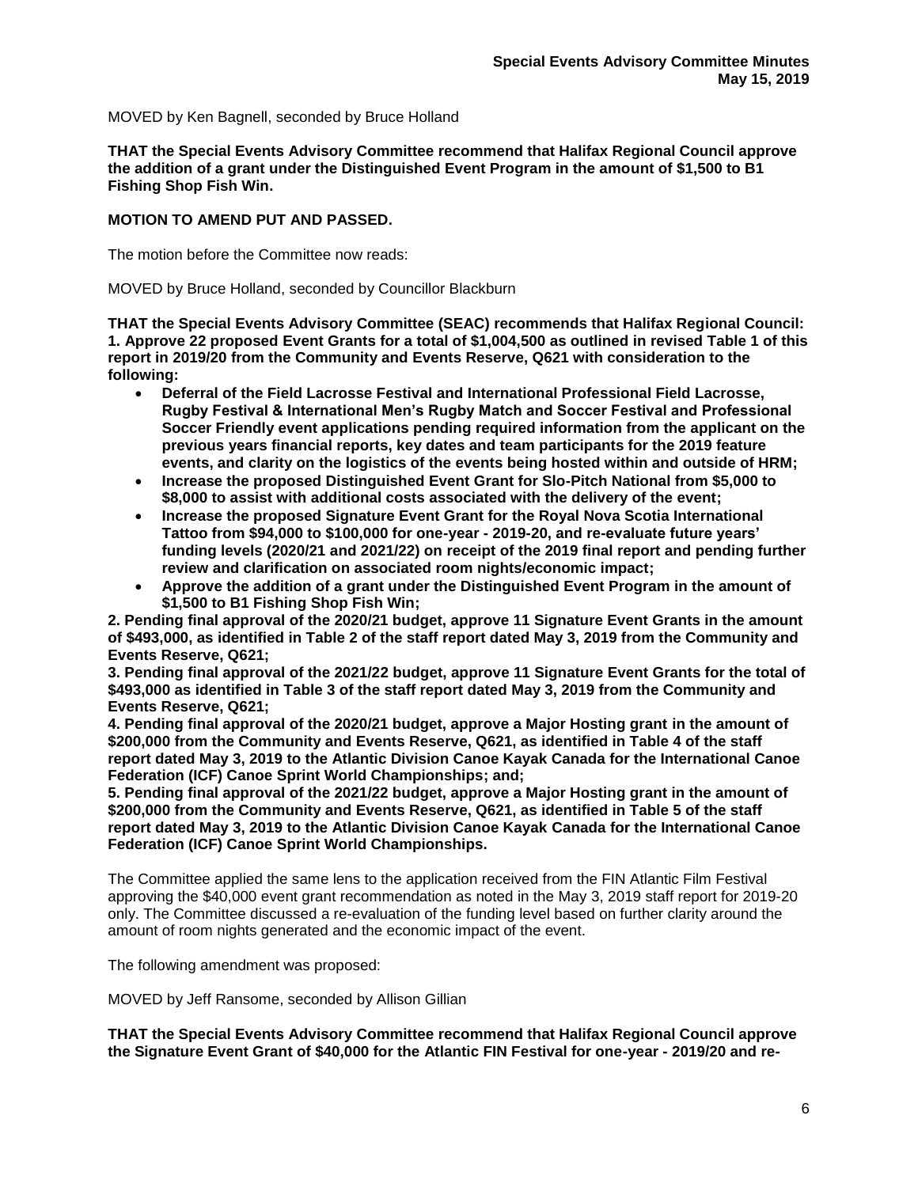MOVED by Ken Bagnell, seconded by Bruce Holland

**THAT the Special Events Advisory Committee recommend that Halifax Regional Council approve the addition of a grant under the Distinguished Event Program in the amount of $1,500 to B1 Fishing Shop Fish Win.**

**MOTION TO AMEND PUT AND PASSED.**

The motion before the Committee now reads:

MOVED by Bruce Holland, seconded by Councillor Blackburn

**THAT the Special Events Advisory Committee (SEAC) recommends that Halifax Regional Council:**
**1. Approve 22 proposed Event Grants for a total of $1,004,500 as outlined in revised Table 1 of this report in 2019/20 from the Community and Events Reserve, Q621 with consideration to the following:**

- **Deferral of the Field Lacrosse Festival and International Professional Field Lacrosse, Rugby Festival & International Men's Rugby Match and Soccer Festival and Professional Soccer Friendly event applications pending required information from the applicant on the previous years financial reports, key dates and team participants for the 2019 feature events, and clarity on the logistics of the events being hosted within and outside of HRM;**
- **Increase the proposed Distinguished Event Grant for Slo-Pitch National from $5,000 to $8,000 to assist with additional costs associated with the delivery of the event;**
- **Increase the proposed Signature Event Grant for the Royal Nova Scotia International Tattoo from $94,000 to $100,000 for one-year - 2019-20, and re-evaluate future years' funding levels (2020/21 and 2021/22) on receipt of the 2019 final report and pending further review and clarification on associated room nights/economic impact;**
- **Approve the addition of a grant under the Distinguished Event Program in the amount of $1,500 to B1 Fishing Shop Fish Win;**

**2. Pending final approval of the 2020/21 budget, approve 11 Signature Event Grants in the amount of $493,000, as identified in Table 2 of the staff report dated May 3, 2019 from the Community and Events Reserve, Q621;**
**3. Pending final approval of the 2021/22 budget, approve 11 Signature Event Grants for the total of $493,000 as identified in Table 3 of the staff report dated May 3, 2019 from the Community and Events Reserve, Q621;**
**4. Pending final approval of the 2020/21 budget, approve a Major Hosting grant in the amount of $200,000 from the Community and Events Reserve, Q621, as identified in Table 4 of the staff report dated May 3, 2019 to the Atlantic Division Canoe Kayak Canada for the International Canoe Federation (ICF) Canoe Sprint World Championships; and;**
**5. Pending final approval of the 2021/22 budget, approve a Major Hosting grant in the amount of $200,000 from the Community and Events Reserve, Q621, as identified in Table 5 of the staff report dated May 3, 2019 to the Atlantic Division Canoe Kayak Canada for the International Canoe Federation (ICF) Canoe Sprint World Championships.**

The Committee applied the same lens to the application received from the FIN Atlantic Film Festival approving the $40,000 event grant recommendation as noted in the May 3, 2019 staff report for 2019-20 only. The Committee discussed a re-evaluation of the funding level based on further clarity around the amount of room nights generated and the economic impact of the event.

The following amendment was proposed:

MOVED by Jeff Ransome, seconded by Allison Gillian

**THAT the Special Events Advisory Committee recommend that Halifax Regional Council approve the Signature Event Grant of $40,000 for the Atlantic FIN Festival for one-year - 2019/20 and re-**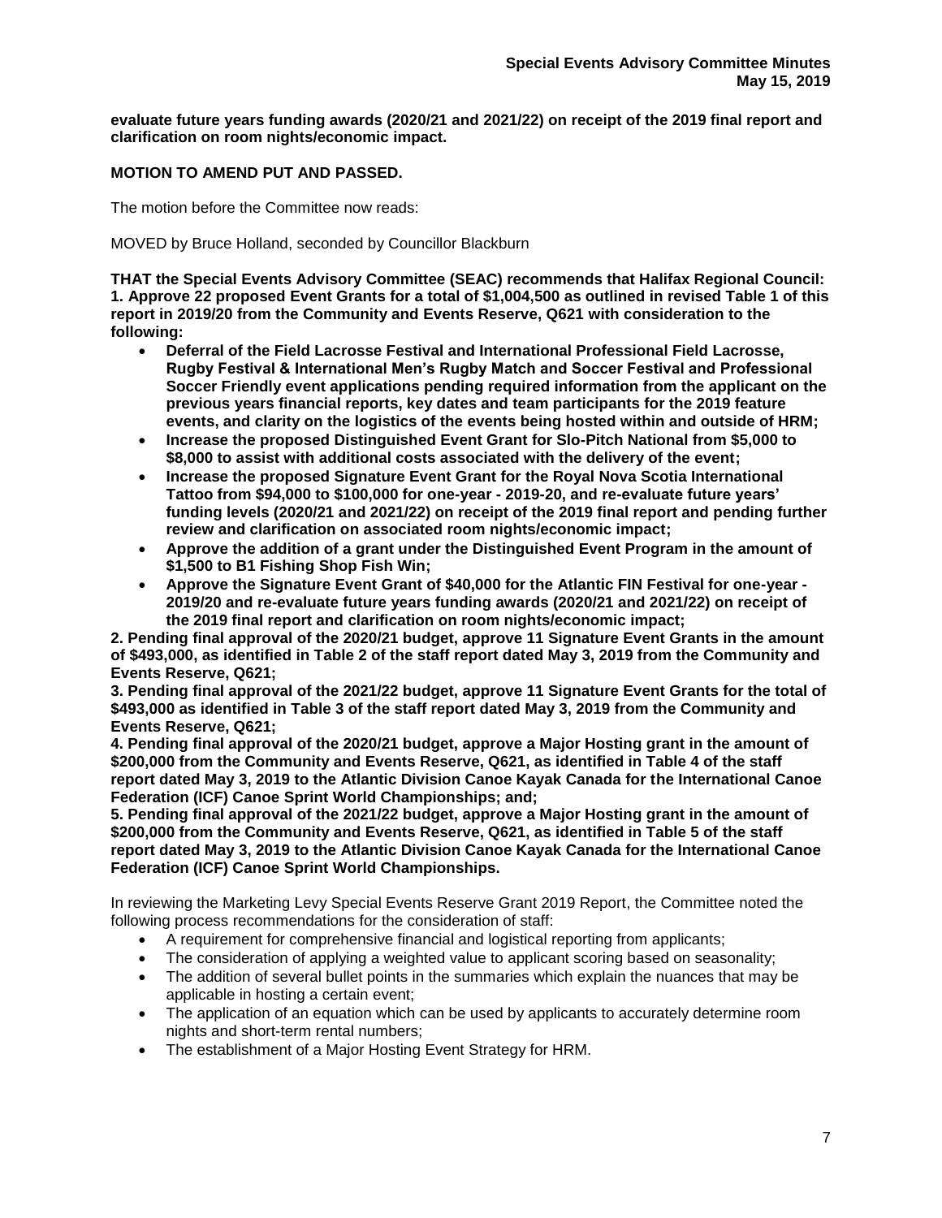**evaluate future years funding awards (2020/21 and 2021/22) on receipt of the 2019 final report and clarification on room nights/economic impact.**

**MOTION TO AMEND PUT AND PASSED.**

The motion before the Committee now reads:

MOVED by Bruce Holland, seconded by Councillor Blackburn

**THAT the Special Events Advisory Committee (SEAC) recommends that Halifax Regional Council:**
**1. Approve 22 proposed Event Grants for a total of $1,004,500 as outlined in revised Table 1 of this report in 2019/20 from the Community and Events Reserve, Q621 with consideration to the following:**

- **Deferral of the Field Lacrosse Festival and International Professional Field Lacrosse, Rugby Festival & International Men's Rugby Match and Soccer Festival and Professional Soccer Friendly event applications pending required information from the applicant on the previous years financial reports, key dates and team participants for the 2019 feature events, and clarity on the logistics of the events being hosted within and outside of HRM;**
- **Increase the proposed Distinguished Event Grant for Slo-Pitch National from $5,000 to $8,000 to assist with additional costs associated with the delivery of the event;**
- **Increase the proposed Signature Event Grant for the Royal Nova Scotia International Tattoo from $94,000 to $100,000 for one-year - 2019-20, and re-evaluate future years' funding levels (2020/21 and 2021/22) on receipt of the 2019 final report and pending further review and clarification on associated room nights/economic impact;**
- **Approve the addition of a grant under the Distinguished Event Program in the amount of $1,500 to B1 Fishing Shop Fish Win;**
- **Approve the Signature Event Grant of $40,000 for the Atlantic FIN Festival for one-year - 2019/20 and re-evaluate future years funding awards (2020/21 and 2021/22) on receipt of the 2019 final report and clarification on room nights/economic impact;**

**2. Pending final approval of the 2020/21 budget, approve 11 Signature Event Grants in the amount of $493,000, as identified in Table 2 of the staff report dated May 3, 2019 from the Community and Events Reserve, Q621;**
**3. Pending final approval of the 2021/22 budget, approve 11 Signature Event Grants for the total of $493,000 as identified in Table 3 of the staff report dated May 3, 2019 from the Community and Events Reserve, Q621;**
**4. Pending final approval of the 2020/21 budget, approve a Major Hosting grant in the amount of $200,000 from the Community and Events Reserve, Q621, as identified in Table 4 of the staff report dated May 3, 2019 to the Atlantic Division Canoe Kayak Canada for the International Canoe Federation (ICF) Canoe Sprint World Championships; and;**
**5. Pending final approval of the 2021/22 budget, approve a Major Hosting grant in the amount of $200,000 from the Community and Events Reserve, Q621, as identified in Table 5 of the staff report dated May 3, 2019 to the Atlantic Division Canoe Kayak Canada for the International Canoe Federation (ICF) Canoe Sprint World Championships.**

In reviewing the Marketing Levy Special Events Reserve Grant 2019 Report, the Committee noted the following process recommendations for the consideration of staff:

- A requirement for comprehensive financial and logistical reporting from applicants;
- The consideration of applying a weighted value to applicant scoring based on seasonality;
- The addition of several bullet points in the summaries which explain the nuances that may be applicable in hosting a certain event;
- The application of an equation which can be used by applicants to accurately determine room nights and short-term rental numbers;
- The establishment of a Major Hosting Event Strategy for HRM.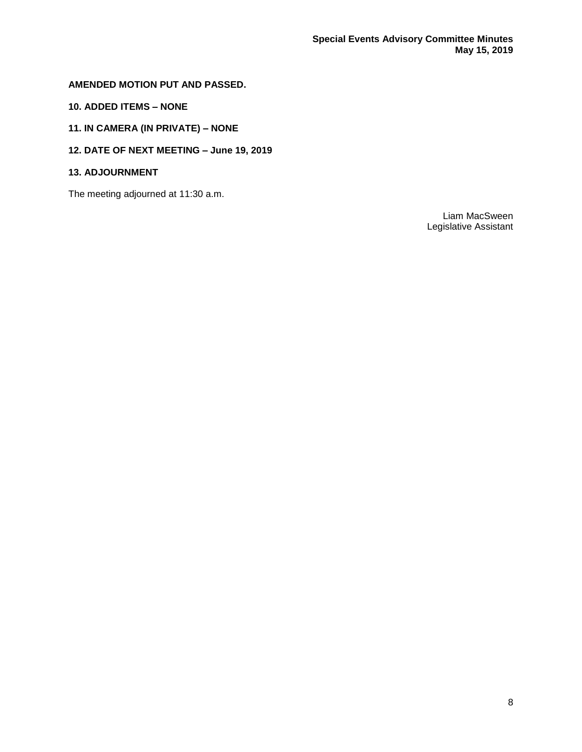**AMENDED MOTION PUT AND PASSED.**

## 10. ADDED ITEMS – NONE

## 11. IN CAMERA (IN PRIVATE) – NONE

## 12. DATE OF NEXT MEETING – June 19, 2019

## 13. ADJOURNMENT

The meeting adjourned at 11:30 a.m.

Liam MacSween
Legislative Assistant